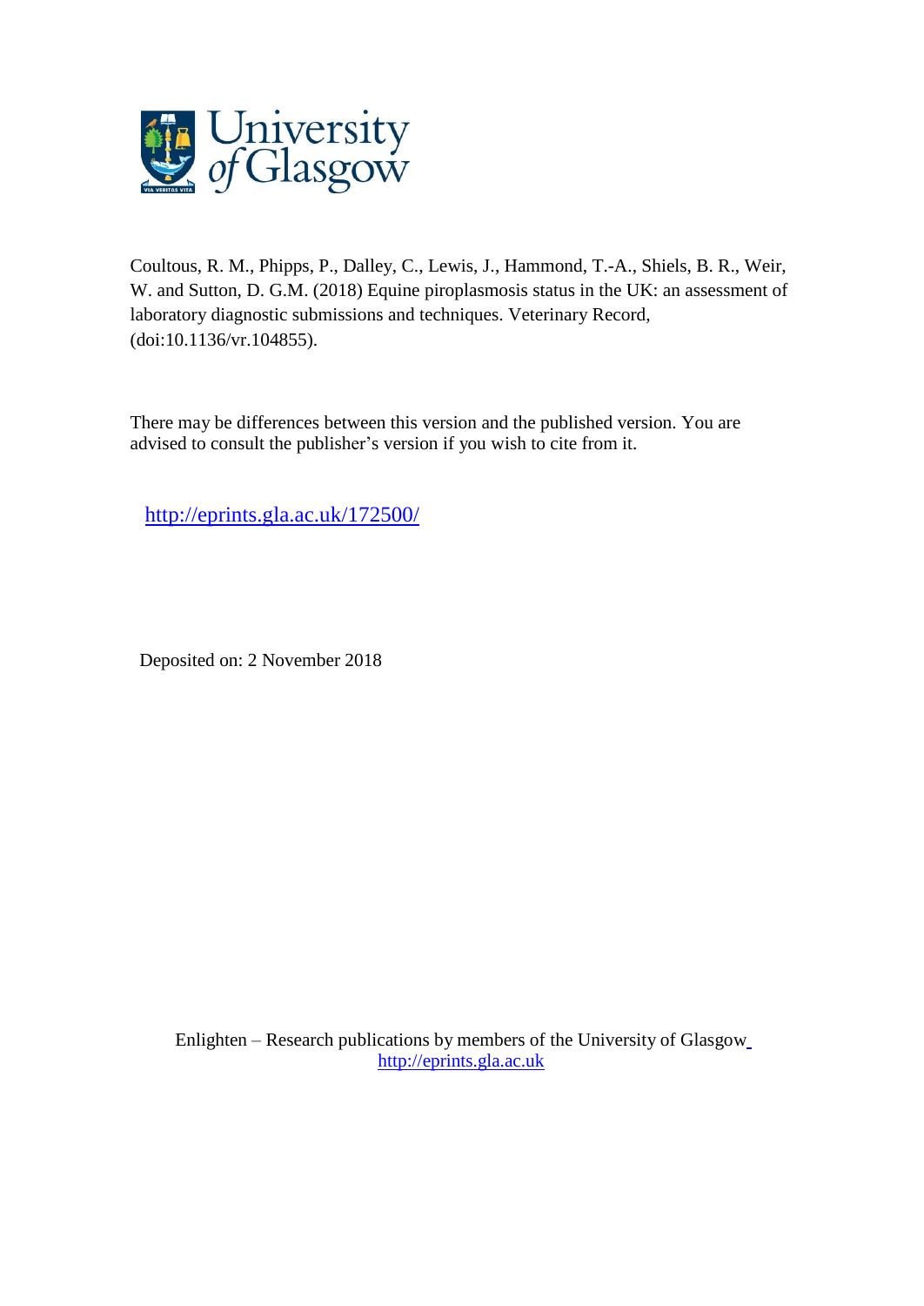Coultous, R. M., Phipps, P., Dalley, C., Lewis, J., Hammond, T.-A., Shiels, B. R., Weir, W. and Sutton, D. G.M. (2018) Equine piroplasmosis status in the UK: an assessment of laboratory diagnostic submissions and techniques. Veterinary Record, (doi:10.1136/vr.104855).

There may be differences between this version and the published version. You are advised to consult the publisher's version if you wish to cite from it.

http://eprints.gla.ac.uk/172500/

Deposited on: 2 November 2018

Enlighten – Research publications by members of the University of Glasgow
http://eprints.gla.ac.uk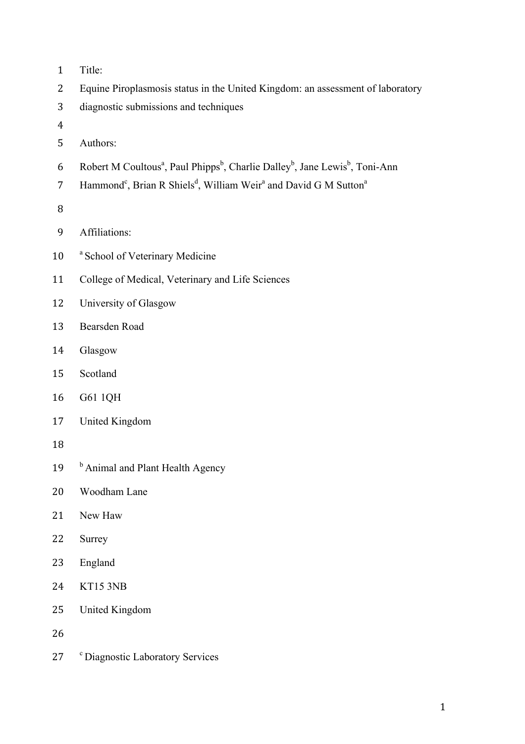Title:

# Equine Piroplasmosis status in the United Kingdom: an assessment of laboratory diagnostic submissions and techniques

Authors:

Robert M Coultous[a], Paul Phipps[b], Charlie Dalley[b], Jane Lewis[b], Toni-Ann Hammond[c], Brian R Shiels[d], William Weir[a] and David G M Sutton[a]

Affiliations:

[a] School of Veterinary Medicine

College of Medical, Veterinary and Life Sciences

University of Glasgow

Bearsden Road

Glasgow

Scotland

G61 1QH

United Kingdom

[b] Animal and Plant Health Agency

Woodham Lane

New Haw

Surrey

England

KT15 3NB

United Kingdom

[c] Diagnostic Laboratory Services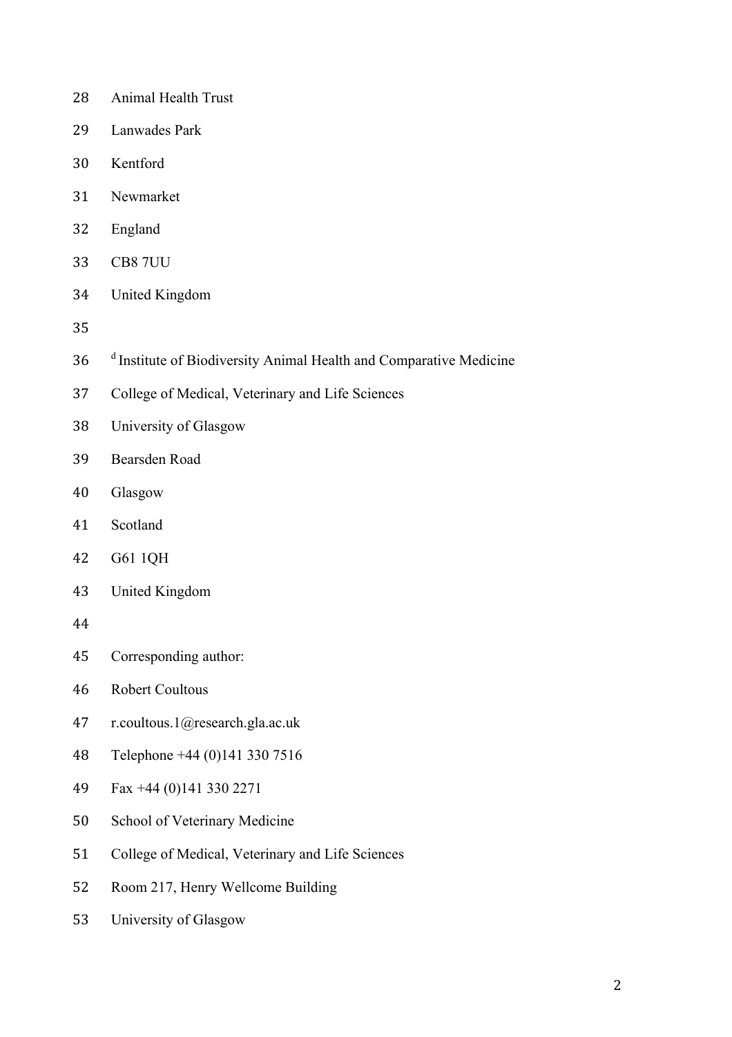Animal Health Trust

Lanwades Park

Kentford

Newmarket

England

CB8 7UU

United Kingdom

[d] Institute of Biodiversity Animal Health and Comparative Medicine

College of Medical, Veterinary and Life Sciences

University of Glasgow

Bearsden Road

Glasgow

Scotland

G61 1QH

United Kingdom

Corresponding author:

Robert Coultous

r.coultous.1@research.gla.ac.uk

Telephone +44 (0)141 330 7516

Fax +44 (0)141 330 2271

School of Veterinary Medicine

College of Medical, Veterinary and Life Sciences

Room 217, Henry Wellcome Building

University of Glasgow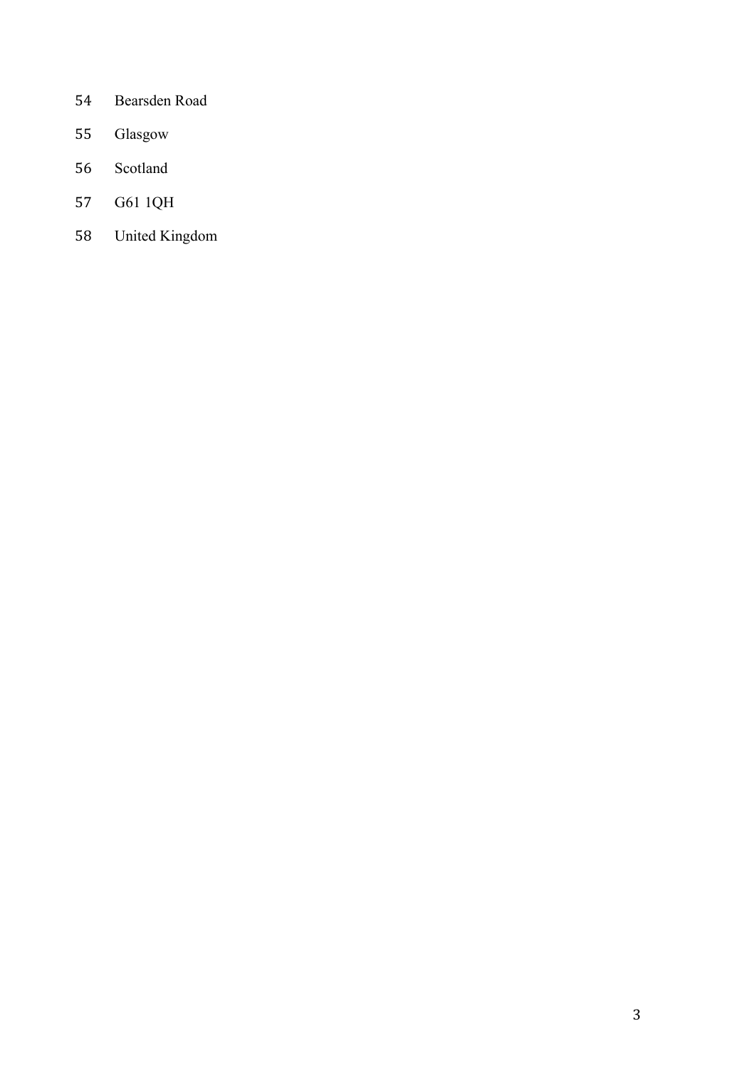Bearsden Road

Glasgow

Scotland

G61 1QH

United Kingdom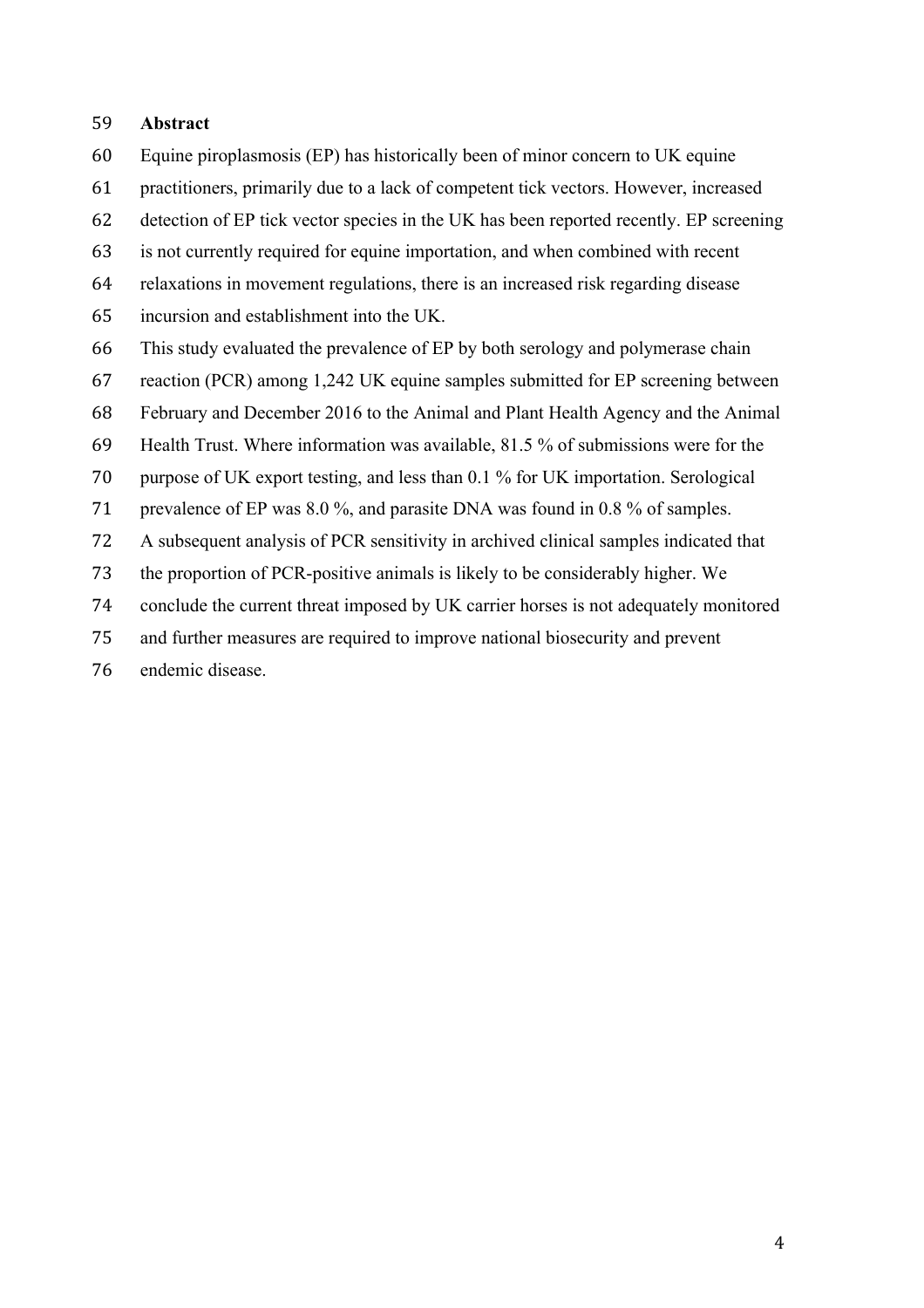## Abstract

Equine piroplasmosis (EP) has historically been of minor concern to UK equine practitioners, primarily due to a lack of competent tick vectors. However, increased detection of EP tick vector species in the UK has been reported recently. EP screening is not currently required for equine importation, and when combined with recent relaxations in movement regulations, there is an increased risk regarding disease incursion and establishment into the UK.

This study evaluated the prevalence of EP by both serology and polymerase chain reaction (PCR) among 1,242 UK equine samples submitted for EP screening between February and December 2016 to the Animal and Plant Health Agency and the Animal Health Trust. Where information was available, 81.5 % of submissions were for the purpose of UK export testing, and less than 0.1 % for UK importation. Serological prevalence of EP was 8.0 %, and parasite DNA was found in 0.8 % of samples. A subsequent analysis of PCR sensitivity in archived clinical samples indicated that the proportion of PCR-positive animals is likely to be considerably higher. We conclude the current threat imposed by UK carrier horses is not adequately monitored and further measures are required to improve national biosecurity and prevent endemic disease.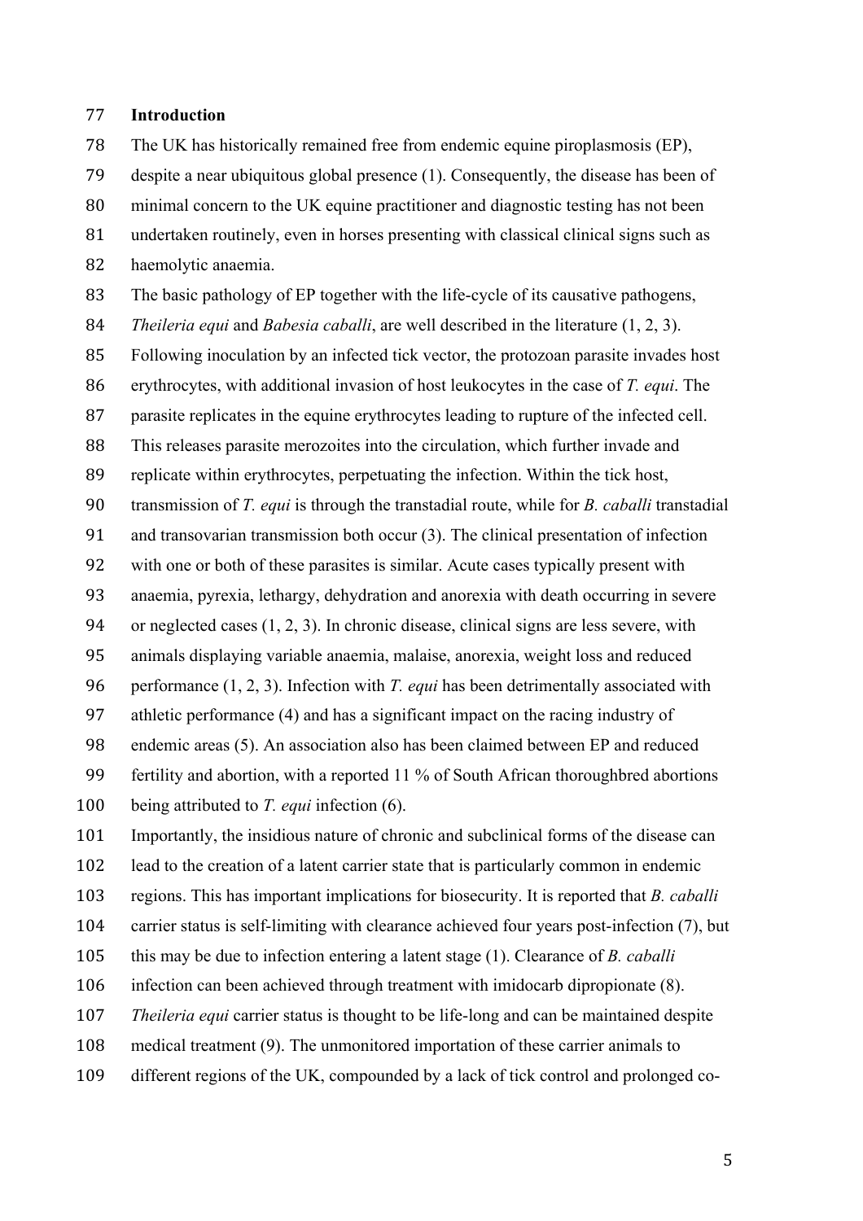## Introduction

The UK has historically remained free from endemic equine piroplasmosis (EP), despite a near ubiquitous global presence (1). Consequently, the disease has been of minimal concern to the UK equine practitioner and diagnostic testing has not been undertaken routinely, even in horses presenting with classical clinical signs such as haemolytic anaemia.

The basic pathology of EP together with the life-cycle of its causative pathogens, *Theileria equi* and *Babesia caballi*, are well described in the literature (1, 2, 3). Following inoculation by an infected tick vector, the protozoan parasite invades host erythrocytes, with additional invasion of host leukocytes in the case of *T. equi*. The parasite replicates in the equine erythrocytes leading to rupture of the infected cell. This releases parasite merozoites into the circulation, which further invade and replicate within erythrocytes, perpetuating the infection. Within the tick host, transmission of *T. equi* is through the transtadial route, while for *B. caballi* transtadial and transovarian transmission both occur (3). The clinical presentation of infection with one or both of these parasites is similar. Acute cases typically present with anaemia, pyrexia, lethargy, dehydration and anorexia with death occurring in severe or neglected cases (1, 2, 3). In chronic disease, clinical signs are less severe, with animals displaying variable anaemia, malaise, anorexia, weight loss and reduced performance (1, 2, 3). Infection with *T. equi* has been detrimentally associated with athletic performance (4) and has a significant impact on the racing industry of endemic areas (5). An association also has been claimed between EP and reduced fertility and abortion, with a reported 11 % of South African thoroughbred abortions being attributed to *T. equi* infection (6).

Importantly, the insidious nature of chronic and subclinical forms of the disease can lead to the creation of a latent carrier state that is particularly common in endemic regions. This has important implications for biosecurity. It is reported that *B. caballi* carrier status is self-limiting with clearance achieved four years post-infection (7), but this may be due to infection entering a latent stage (1). Clearance of *B. caballi* infection can been achieved through treatment with imidocarb dipropionate (8). *Theileria equi* carrier status is thought to be life-long and can be maintained despite medical treatment (9). The unmonitored importation of these carrier animals to different regions of the UK, compounded by a lack of tick control and prolonged co-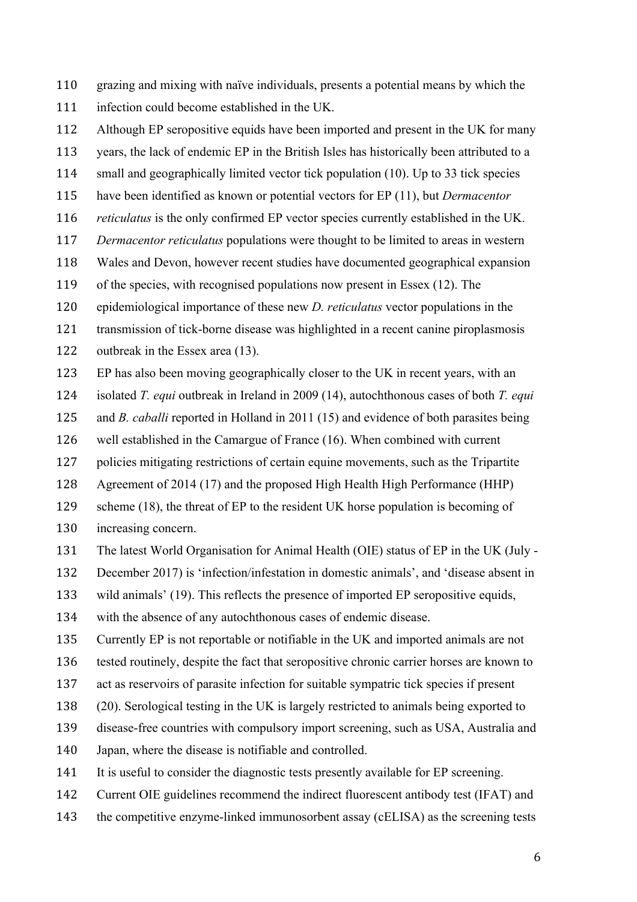grazing and mixing with naïve individuals, presents a potential means by which the infection could become established in the UK.

Although EP seropositive equids have been imported and present in the UK for many years, the lack of endemic EP in the British Isles has historically been attributed to a small and geographically limited vector tick population (10). Up to 33 tick species have been identified as known or potential vectors for EP (11), but *Dermacentor reticulatus* is the only confirmed EP vector species currently established in the UK. *Dermacentor reticulatus* populations were thought to be limited to areas in western Wales and Devon, however recent studies have documented geographical expansion of the species, with recognised populations now present in Essex (12). The epidemiological importance of these new *D. reticulatus* vector populations in the transmission of tick-borne disease was highlighted in a recent canine piroplasmosis outbreak in the Essex area (13).

EP has also been moving geographically closer to the UK in recent years, with an isolated *T. equi* outbreak in Ireland in 2009 (14), autochthonous cases of both *T. equi* and *B. caballi* reported in Holland in 2011 (15) and evidence of both parasites being well established in the Camargue of France (16). When combined with current policies mitigating restrictions of certain equine movements, such as the Tripartite Agreement of 2014 (17) and the proposed High Health High Performance (HHP) scheme (18), the threat of EP to the resident UK horse population is becoming of increasing concern.

The latest World Organisation for Animal Health (OIE) status of EP in the UK (July - December 2017) is 'infection/infestation in domestic animals', and 'disease absent in wild animals' (19). This reflects the presence of imported EP seropositive equids, with the absence of any autochthonous cases of endemic disease.

Currently EP is not reportable or notifiable in the UK and imported animals are not tested routinely, despite the fact that seropositive chronic carrier horses are known to act as reservoirs of parasite infection for suitable sympatric tick species if present (20). Serological testing in the UK is largely restricted to animals being exported to disease-free countries with compulsory import screening, such as USA, Australia and Japan, where the disease is notifiable and controlled.

It is useful to consider the diagnostic tests presently available for EP screening. Current OIE guidelines recommend the indirect fluorescent antibody test (IFAT) and the competitive enzyme-linked immunosorbent assay (cELISA) as the screening tests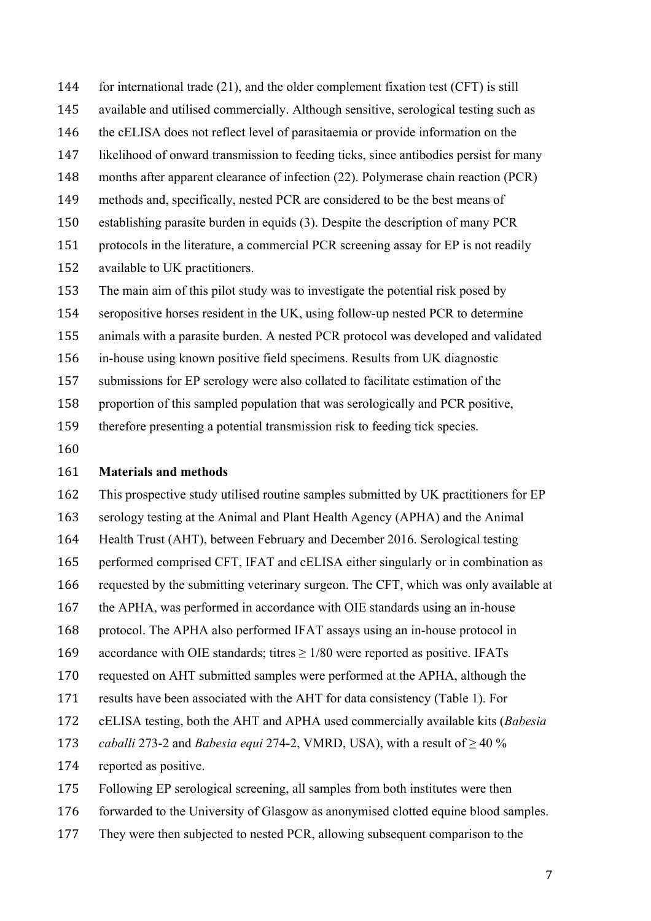for international trade (21), and the older complement fixation test (CFT) is still available and utilised commercially. Although sensitive, serological testing such as the cELISA does not reflect level of parasitaemia or provide information on the likelihood of onward transmission to feeding ticks, since antibodies persist for many months after apparent clearance of infection (22). Polymerase chain reaction (PCR) methods and, specifically, nested PCR are considered to be the best means of establishing parasite burden in equids (3). Despite the description of many PCR protocols in the literature, a commercial PCR screening assay for EP is not readily available to UK practitioners.

The main aim of this pilot study was to investigate the potential risk posed by seropositive horses resident in the UK, using follow-up nested PCR to determine animals with a parasite burden. A nested PCR protocol was developed and validated in-house using known positive field specimens. Results from UK diagnostic submissions for EP serology were also collated to facilitate estimation of the proportion of this sampled population that was serologically and PCR positive, therefore presenting a potential transmission risk to feeding tick species.

## Materials and methods

This prospective study utilised routine samples submitted by UK practitioners for EP serology testing at the Animal and Plant Health Agency (APHA) and the Animal Health Trust (AHT), between February and December 2016. Serological testing performed comprised CFT, IFAT and cELISA either singularly or in combination as requested by the submitting veterinary surgeon. The CFT, which was only available at the APHA, was performed in accordance with OIE standards using an in-house protocol. The APHA also performed IFAT assays using an in-house protocol in accordance with OIE standards; titres ≥ 1/80 were reported as positive. IFATs requested on AHT submitted samples were performed at the APHA, although the results have been associated with the AHT for data consistency (Table 1). For cELISA testing, both the AHT and APHA used commercially available kits (*Babesia caballi* 273-2 and *Babesia equi* 274-2, VMRD, USA), with a result of ≥ 40 % reported as positive.

Following EP serological screening, all samples from both institutes were then forwarded to the University of Glasgow as anonymised clotted equine blood samples. They were then subjected to nested PCR, allowing subsequent comparison to the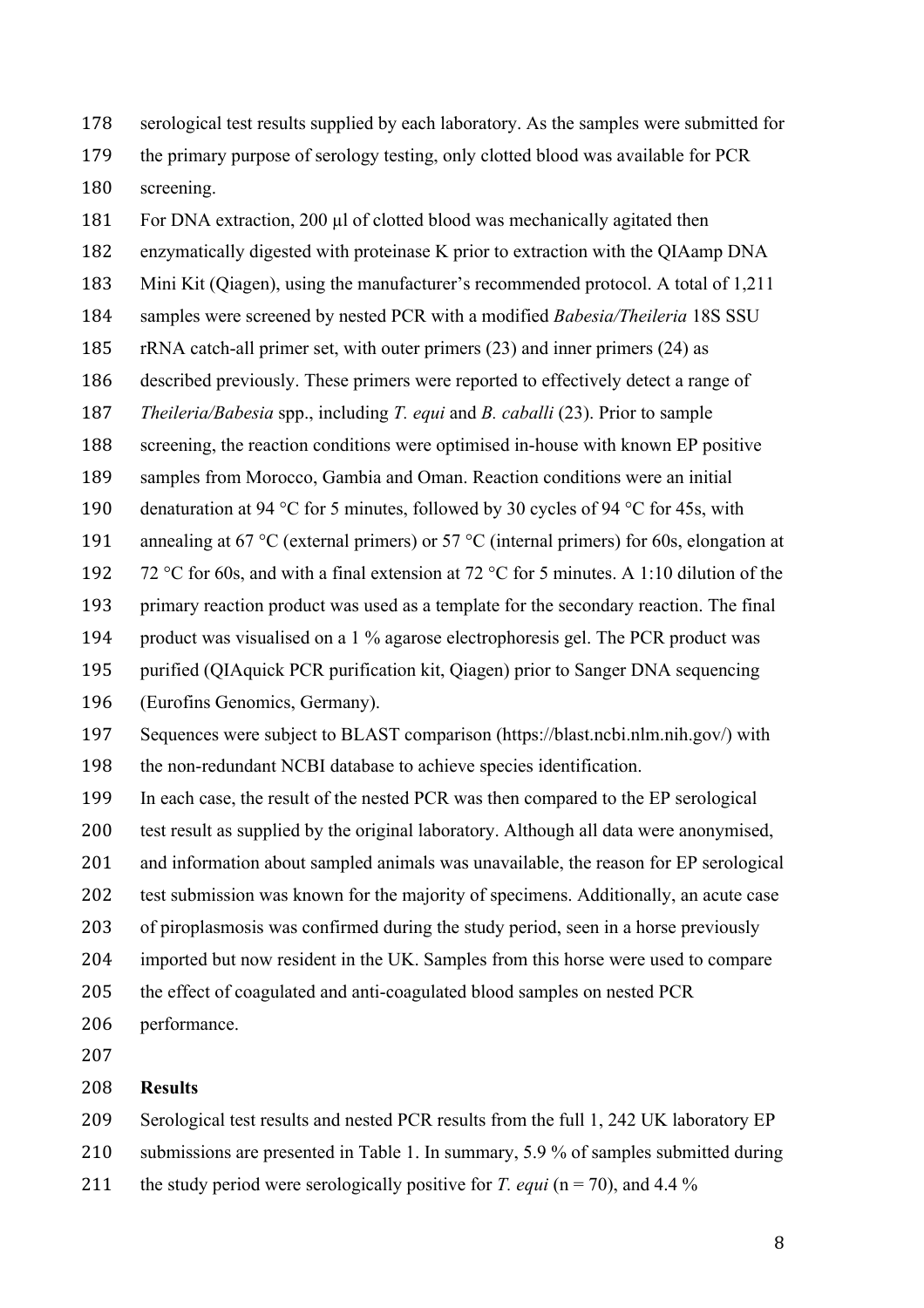serological test results supplied by each laboratory. As the samples were submitted for the primary purpose of serology testing, only clotted blood was available for PCR screening.

For DNA extraction, 200 µl of clotted blood was mechanically agitated then enzymatically digested with proteinase K prior to extraction with the QIAamp DNA Mini Kit (Qiagen), using the manufacturer's recommended protocol. A total of 1,211 samples were screened by nested PCR with a modified *Babesia/Theileria* 18S SSU rRNA catch-all primer set, with outer primers (23) and inner primers (24) as described previously. These primers were reported to effectively detect a range of *Theileria/Babesia* spp., including *T. equi* and *B. caballi* (23). Prior to sample screening, the reaction conditions were optimised in-house with known EP positive samples from Morocco, Gambia and Oman. Reaction conditions were an initial denaturation at 94 °C for 5 minutes, followed by 30 cycles of 94 °C for 45s, with annealing at 67 °C (external primers) or 57 °C (internal primers) for 60s, elongation at 72 °C for 60s, and with a final extension at 72 °C for 5 minutes. A 1:10 dilution of the primary reaction product was used as a template for the secondary reaction. The final product was visualised on a 1 % agarose electrophoresis gel. The PCR product was purified (QIAquick PCR purification kit, Qiagen) prior to Sanger DNA sequencing (Eurofins Genomics, Germany).

Sequences were subject to BLAST comparison (https://blast.ncbi.nlm.nih.gov/) with the non-redundant NCBI database to achieve species identification.

In each case, the result of the nested PCR was then compared to the EP serological test result as supplied by the original laboratory. Although all data were anonymised, and information about sampled animals was unavailable, the reason for EP serological test submission was known for the majority of specimens. Additionally, an acute case of piroplasmosis was confirmed during the study period, seen in a horse previously imported but now resident in the UK. Samples from this horse were used to compare the effect of coagulated and anti-coagulated blood samples on nested PCR performance.

## Results

Serological test results and nested PCR results from the full 1, 242 UK laboratory EP submissions are presented in Table 1. In summary, 5.9 % of samples submitted during the study period were serologically positive for *T. equi* (n = 70), and 4.4 %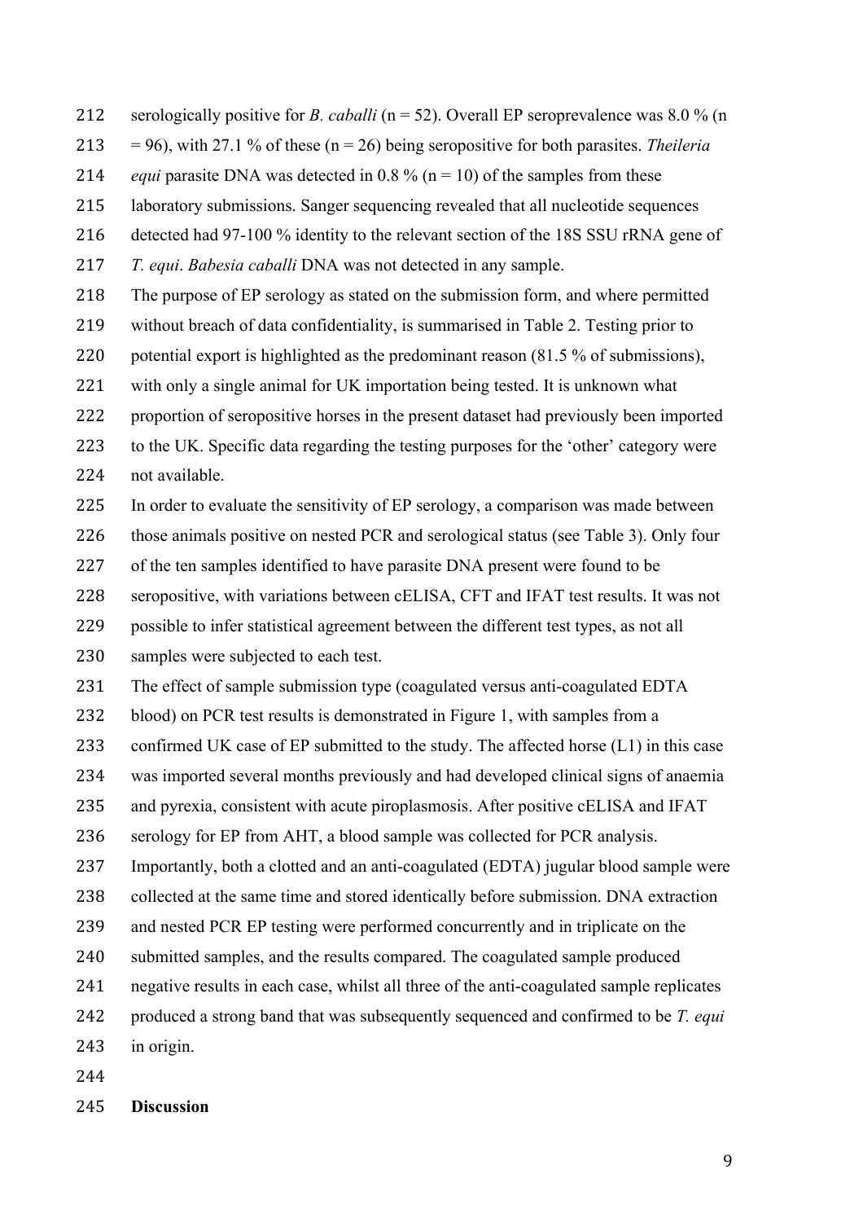serologically positive for *B. caballi* (n = 52). Overall EP seroprevalence was 8.0 % (n = 96), with 27.1 % of these (n = 26) being seropositive for both parasites. *Theileria equi* parasite DNA was detected in 0.8 % (n = 10) of the samples from these laboratory submissions. Sanger sequencing revealed that all nucleotide sequences detected had 97-100 % identity to the relevant section of the 18S SSU rRNA gene of *T. equi*. *Babesia caballi* DNA was not detected in any sample.

The purpose of EP serology as stated on the submission form, and where permitted without breach of data confidentiality, is summarised in Table 2. Testing prior to potential export is highlighted as the predominant reason (81.5 % of submissions), with only a single animal for UK importation being tested. It is unknown what proportion of seropositive horses in the present dataset had previously been imported to the UK. Specific data regarding the testing purposes for the 'other' category were not available.

In order to evaluate the sensitivity of EP serology, a comparison was made between those animals positive on nested PCR and serological status (see Table 3). Only four of the ten samples identified to have parasite DNA present were found to be seropositive, with variations between cELISA, CFT and IFAT test results. It was not possible to infer statistical agreement between the different test types, as not all samples were subjected to each test.

The effect of sample submission type (coagulated versus anti-coagulated EDTA blood) on PCR test results is demonstrated in Figure 1, with samples from a confirmed UK case of EP submitted to the study. The affected horse (L1) in this case was imported several months previously and had developed clinical signs of anaemia and pyrexia, consistent with acute piroplasmosis. After positive cELISA and IFAT serology for EP from AHT, a blood sample was collected for PCR analysis. Importantly, both a clotted and an anti-coagulated (EDTA) jugular blood sample were collected at the same time and stored identically before submission. DNA extraction and nested PCR EP testing were performed concurrently and in triplicate on the submitted samples, and the results compared. The coagulated sample produced negative results in each case, whilst all three of the anti-coagulated sample replicates produced a strong band that was subsequently sequenced and confirmed to be *T. equi* in origin.

**Discussion**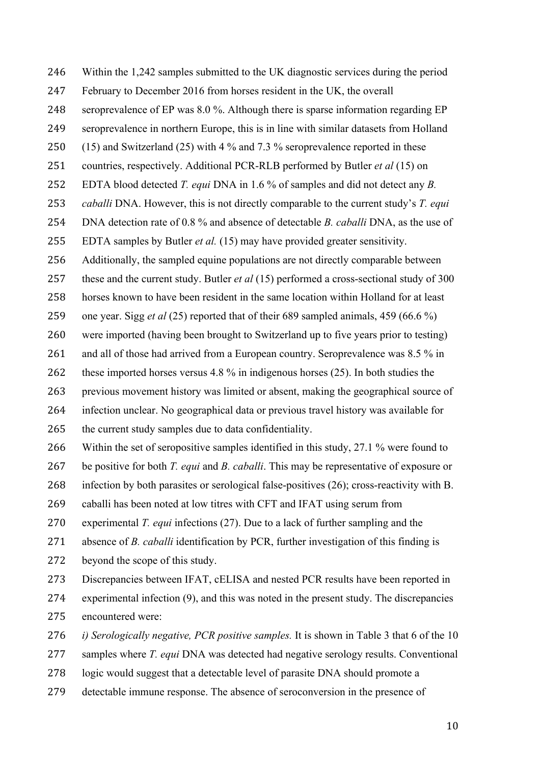Within the 1,242 samples submitted to the UK diagnostic services during the period February to December 2016 from horses resident in the UK, the overall seroprevalence of EP was 8.0 %. Although there is sparse information regarding EP seroprevalence in northern Europe, this is in line with similar datasets from Holland (15) and Switzerland (25) with 4 % and 7.3 % seroprevalence reported in these countries, respectively. Additional PCR-RLB performed by Butler *et al* (15) on EDTA blood detected *T. equi* DNA in 1.6 % of samples and did not detect any *B. caballi* DNA. However, this is not directly comparable to the current study's *T. equi* DNA detection rate of 0.8 % and absence of detectable *B. caballi* DNA, as the use of EDTA samples by Butler *et al.* (15) may have provided greater sensitivity. Additionally, the sampled equine populations are not directly comparable between these and the current study. Butler *et al* (15) performed a cross-sectional study of 300 horses known to have been resident in the same location within Holland for at least one year. Sigg *et al* (25) reported that of their 689 sampled animals, 459 (66.6 %) were imported (having been brought to Switzerland up to five years prior to testing) and all of those had arrived from a European country. Seroprevalence was 8.5 % in these imported horses versus 4.8 % in indigenous horses (25). In both studies the previous movement history was limited or absent, making the geographical source of infection unclear. No geographical data or previous travel history was available for the current study samples due to data confidentiality.

Within the set of seropositive samples identified in this study, 27.1 % were found to be positive for both *T. equi* and *B. caballi*. This may be representative of exposure or infection by both parasites or serological false-positives (26); cross-reactivity with B. caballi has been noted at low titres with CFT and IFAT using serum from experimental *T. equi* infections (27). Due to a lack of further sampling and the absence of *B. caballi* identification by PCR, further investigation of this finding is beyond the scope of this study.

Discrepancies between IFAT, cELISA and nested PCR results have been reported in experimental infection (9), and this was noted in the present study. The discrepancies encountered were:

*i) Serologically negative, PCR positive samples.* It is shown in Table 3 that 6 of the 10 samples where *T. equi* DNA was detected had negative serology results. Conventional logic would suggest that a detectable level of parasite DNA should promote a detectable immune response. The absence of seroconversion in the presence of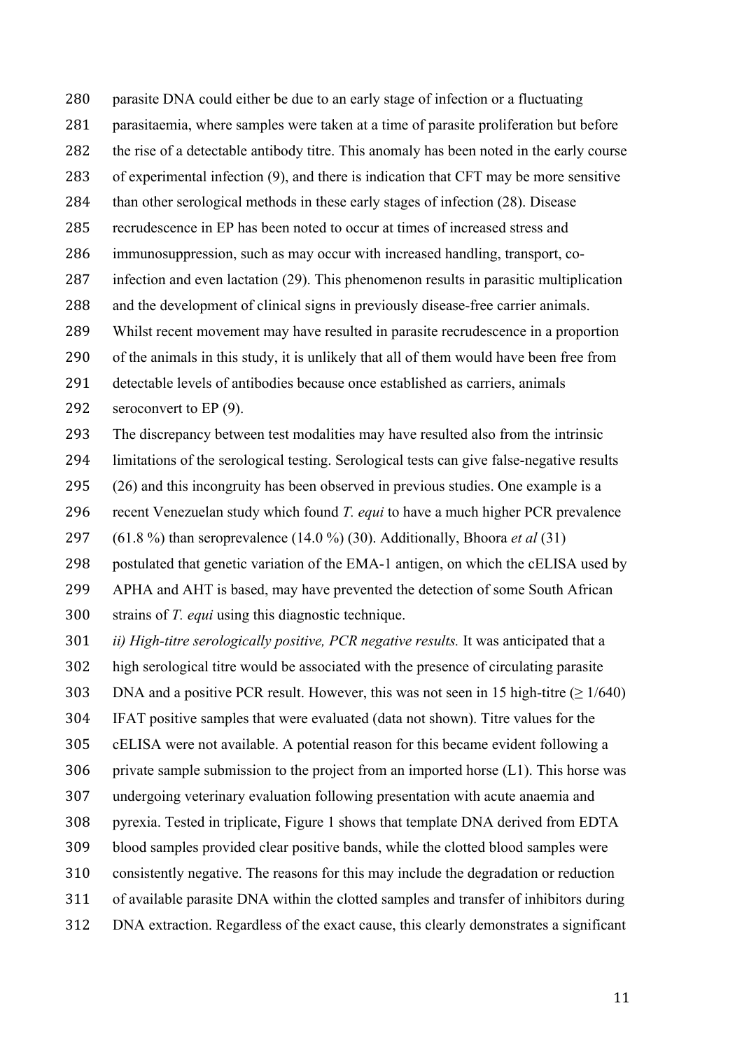parasite DNA could either be due to an early stage of infection or a fluctuating parasitaemia, where samples were taken at a time of parasite proliferation but before the rise of a detectable antibody titre. This anomaly has been noted in the early course of experimental infection (9), and there is indication that CFT may be more sensitive than other serological methods in these early stages of infection (28). Disease recrudescence in EP has been noted to occur at times of increased stress and immunosuppression, such as may occur with increased handling, transport, co-infection and even lactation (29). This phenomenon results in parasitic multiplication and the development of clinical signs in previously disease-free carrier animals. Whilst recent movement may have resulted in parasite recrudescence in a proportion of the animals in this study, it is unlikely that all of them would have been free from detectable levels of antibodies because once established as carriers, animals seroconvert to EP (9).

The discrepancy between test modalities may have resulted also from the intrinsic limitations of the serological testing. Serological tests can give false-negative results (26) and this incongruity has been observed in previous studies. One example is a recent Venezuelan study which found *T. equi* to have a much higher PCR prevalence (61.8 %) than seroprevalence (14.0 %) (30). Additionally, Bhoora *et al* (31) postulated that genetic variation of the EMA-1 antigen, on which the cELISA used by APHA and AHT is based, may have prevented the detection of some South African strains of *T. equi* using this diagnostic technique.

*ii) High-titre serologically positive, PCR negative results.* It was anticipated that a high serological titre would be associated with the presence of circulating parasite DNA and a positive PCR result. However, this was not seen in 15 high-titre ($\geq 1/640$) IFAT positive samples that were evaluated (data not shown). Titre values for the cELISA were not available. A potential reason for this became evident following a private sample submission to the project from an imported horse (L1). This horse was undergoing veterinary evaluation following presentation with acute anaemia and pyrexia. Tested in triplicate, Figure 1 shows that template DNA derived from EDTA blood samples provided clear positive bands, while the clotted blood samples were consistently negative. The reasons for this may include the degradation or reduction of available parasite DNA within the clotted samples and transfer of inhibitors during DNA extraction. Regardless of the exact cause, this clearly demonstrates a significant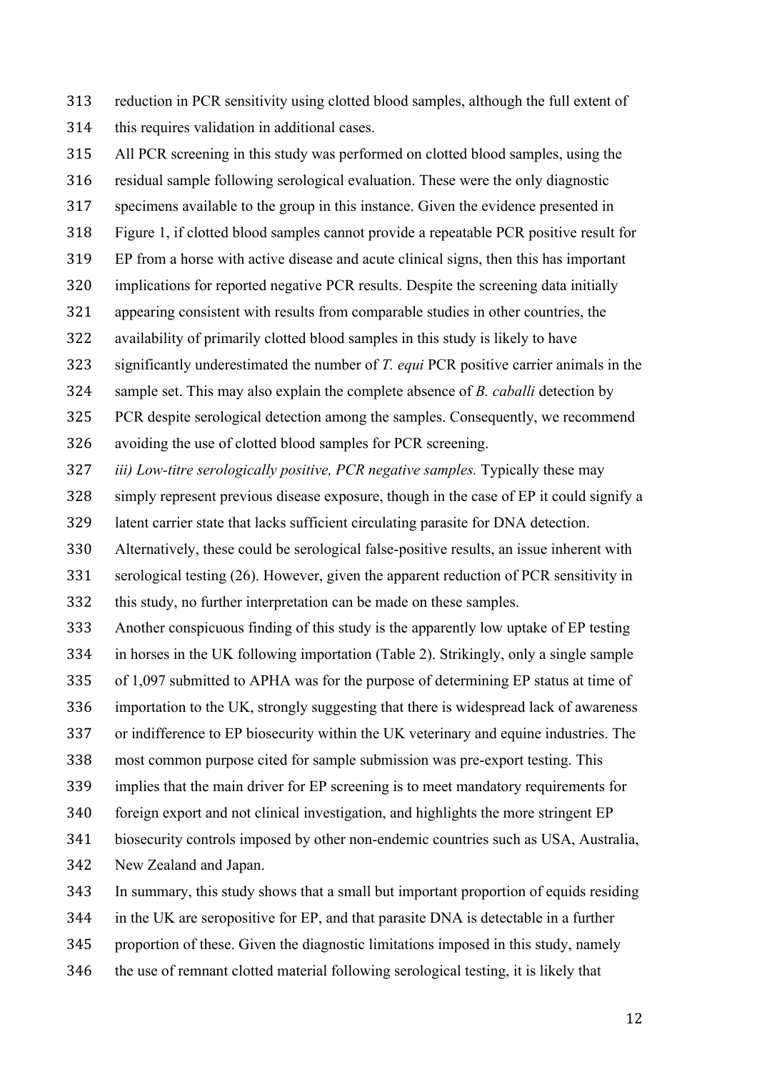reduction in PCR sensitivity using clotted blood samples, although the full extent of this requires validation in additional cases.

All PCR screening in this study was performed on clotted blood samples, using the residual sample following serological evaluation. These were the only diagnostic specimens available to the group in this instance. Given the evidence presented in Figure 1, if clotted blood samples cannot provide a repeatable PCR positive result for EP from a horse with active disease and acute clinical signs, then this has important implications for reported negative PCR results. Despite the screening data initially appearing consistent with results from comparable studies in other countries, the availability of primarily clotted blood samples in this study is likely to have significantly underestimated the number of *T. equi* PCR positive carrier animals in the sample set. This may also explain the complete absence of *B. caballi* detection by PCR despite serological detection among the samples. Consequently, we recommend avoiding the use of clotted blood samples for PCR screening.

*iii) Low-titre serologically positive, PCR negative samples.* Typically these may simply represent previous disease exposure, though in the case of EP it could signify a latent carrier state that lacks sufficient circulating parasite for DNA detection. Alternatively, these could be serological false-positive results, an issue inherent with serological testing (26). However, given the apparent reduction of PCR sensitivity in this study, no further interpretation can be made on these samples.

Another conspicuous finding of this study is the apparently low uptake of EP testing in horses in the UK following importation (Table 2). Strikingly, only a single sample of 1,097 submitted to APHA was for the purpose of determining EP status at time of importation to the UK, strongly suggesting that there is widespread lack of awareness or indifference to EP biosecurity within the UK veterinary and equine industries. The most common purpose cited for sample submission was pre-export testing. This implies that the main driver for EP screening is to meet mandatory requirements for foreign export and not clinical investigation, and highlights the more stringent EP biosecurity controls imposed by other non-endemic countries such as USA, Australia, New Zealand and Japan.

In summary, this study shows that a small but important proportion of equids residing in the UK are seropositive for EP, and that parasite DNA is detectable in a further proportion of these. Given the diagnostic limitations imposed in this study, namely the use of remnant clotted material following serological testing, it is likely that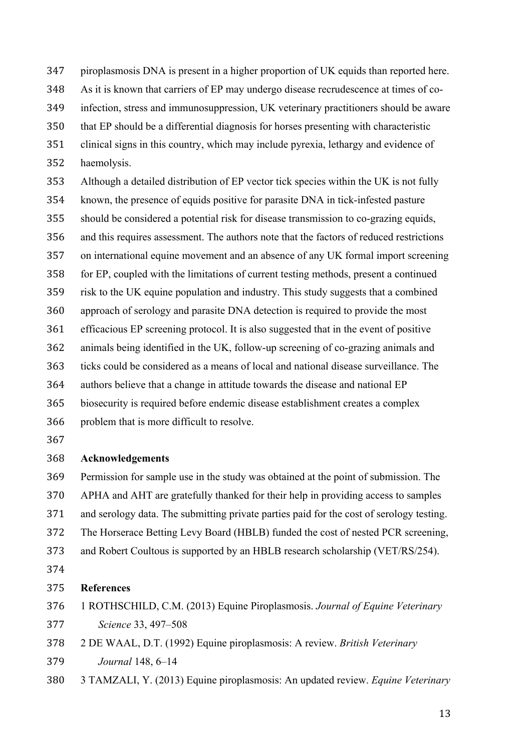piroplasmosis DNA is present in a higher proportion of UK equids than reported here. As it is known that carriers of EP may undergo disease recrudescence at times of co-infection, stress and immunosuppression, UK veterinary practitioners should be aware that EP should be a differential diagnosis for horses presenting with characteristic clinical signs in this country, which may include pyrexia, lethargy and evidence of haemolysis.

Although a detailed distribution of EP vector tick species within the UK is not fully known, the presence of equids positive for parasite DNA in tick-infested pasture should be considered a potential risk for disease transmission to co-grazing equids, and this requires assessment. The authors note that the factors of reduced restrictions on international equine movement and an absence of any UK formal import screening for EP, coupled with the limitations of current testing methods, present a continued risk to the UK equine population and industry. This study suggests that a combined approach of serology and parasite DNA detection is required to provide the most efficacious EP screening protocol. It is also suggested that in the event of positive animals being identified in the UK, follow-up screening of co-grazing animals and ticks could be considered as a means of local and national disease surveillance. The authors believe that a change in attitude towards the disease and national EP biosecurity is required before endemic disease establishment creates a complex problem that is more difficult to resolve.

## Acknowledgements

Permission for sample use in the study was obtained at the point of submission. The APHA and AHT are gratefully thanked for their help in providing access to samples and serology data. The submitting private parties paid for the cost of serology testing. The Horserace Betting Levy Board (HBLB) funded the cost of nested PCR screening, and Robert Coultous is supported by an HBLB research scholarship (VET/RS/254).

## References

1 ROTHSCHILD, C.M. (2013) Equine Piroplasmosis. *Journal of Equine Veterinary Science* 33, 497–508

2 DE WAAL, D.T. (1992) Equine piroplasmosis: A review. *British Veterinary Journal* 148, 6–14

3 TAMZALI, Y. (2013) Equine piroplasmosis: An updated review. *Equine Veterinary*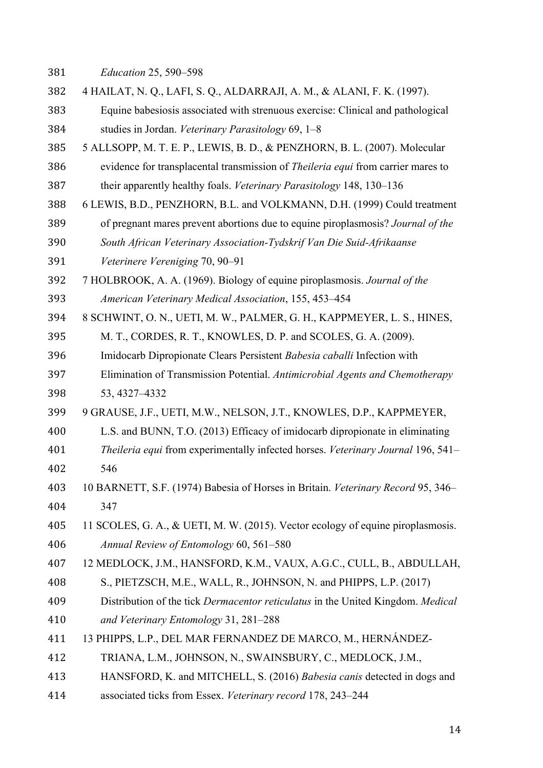*Education* 25, 590–598

4 HAILAT, N. Q., LAFI, S. Q., ALDARRAJI, A. M., & ALANI, F. K. (1997). Equine babesiosis associated with strenuous exercise: Clinical and pathological studies in Jordan. *Veterinary Parasitology* 69, 1–8

5 ALLSOPP, M. T. E. P., LEWIS, B. D., & PENZHORN, B. L. (2007). Molecular evidence for transplacental transmission of *Theileria equi* from carrier mares to their apparently healthy foals. *Veterinary Parasitology* 148, 130–136

6 LEWIS, B.D., PENZHORN, B.L. and VOLKMANN, D.H. (1999) Could treatment of pregnant mares prevent abortions due to equine piroplasmosis? *Journal of the South African Veterinary Association-Tydskrif Van Die Suid-Afrikaanse Veterinere Vereniging* 70, 90–91

7 HOLBROOK, A. A. (1969). Biology of equine piroplasmosis. *Journal of the American Veterinary Medical Association*, 155, 453–454

8 SCHWINT, O. N., UETI, M. W., PALMER, G. H., KAPPMEYER, L. S., HINES, M. T., CORDES, R. T., KNOWLES, D. P. and SCOLES, G. A. (2009). Imidocarb Dipropionate Clears Persistent *Babesia caballi* Infection with Elimination of Transmission Potential. *Antimicrobial Agents and Chemotherapy* 53, 4327–4332

9 GRAUSE, J.F., UETI, M.W., NELSON, J.T., KNOWLES, D.P., KAPPMEYER, L.S. and BUNN, T.O. (2013) Efficacy of imidocarb dipropionate in eliminating *Theileria equi* from experimentally infected horses. *Veterinary Journal* 196, 541–546

10 BARNETT, S.F. (1974) Babesia of Horses in Britain. *Veterinary Record* 95, 346–347

11 SCOLES, G. A., & UETI, M. W. (2015). Vector ecology of equine piroplasmosis. *Annual Review of Entomology* 60, 561–580

12 MEDLOCK, J.M., HANSFORD, K.M., VAUX, A.G.C., CULL, B., ABDULLAH, S., PIETZSCH, M.E., WALL, R., JOHNSON, N. and PHIPPS, L.P. (2017) Distribution of the tick *Dermacentor reticulatus* in the United Kingdom. *Medical and Veterinary Entomology* 31, 281–288

13 PHIPPS, L.P., DEL MAR FERNANDEZ DE MARCO, M., HERNÁNDEZ-TRIANA, L.M., JOHNSON, N., SWAINSBURY, C., MEDLOCK, J.M., HANSFORD, K. and MITCHELL, S. (2016) *Babesia canis* detected in dogs and associated ticks from Essex. *Veterinary record* 178, 243–244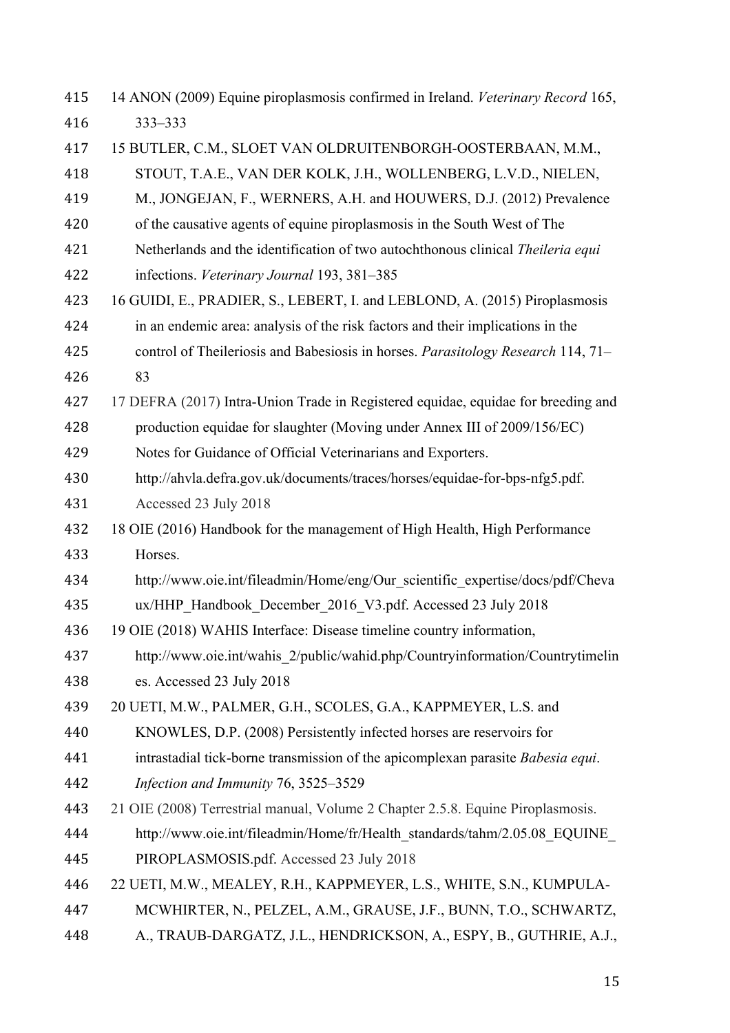14 ANON (2009) Equine piroplasmosis confirmed in Ireland. *Veterinary Record* 165, 333–333

15 BUTLER, C.M., SLOET VAN OLDRUITENBORGH-OOSTERBAAN, M.M., STOUT, T.A.E., VAN DER KOLK, J.H., WOLLENBERG, L.V.D., NIELEN, M., JONGEJAN, F., WERNERS, A.H. and HOUWERS, D.J. (2012) Prevalence of the causative agents of equine piroplasmosis in the South West of The Netherlands and the identification of two autochthonous clinical *Theileria equi* infections. *Veterinary Journal* 193, 381–385

16 GUIDI, E., PRADIER, S., LEBERT, I. and LEBLOND, A. (2015) Piroplasmosis in an endemic area: analysis of the risk factors and their implications in the control of Theileriosis and Babesiosis in horses. *Parasitology Research* 114, 71–83

17 DEFRA (2017) Intra-Union Trade in Registered equidae, equidae for breeding and production equidae for slaughter (Moving under Annex III of 2009/156/EC) Notes for Guidance of Official Veterinarians and Exporters. http://ahvla.defra.gov.uk/documents/traces/horses/equidae-for-bps-nfg5.pdf. Accessed 23 July 2018

18 OIE (2016) Handbook for the management of High Health, High Performance Horses. http://www.oie.int/fileadmin/Home/eng/Our_scientific_expertise/docs/pdf/Chevaux/HHP_Handbook_December_2016_V3.pdf. Accessed 23 July 2018

19 OIE (2018) WAHIS Interface: Disease timeline country information, http://www.oie.int/wahis_2/public/wahid.php/Countryinformation/Countrytimelines. Accessed 23 July 2018

20 UETI, M.W., PALMER, G.H., SCOLES, G.A., KAPPMEYER, L.S. and KNOWLES, D.P. (2008) Persistently infected horses are reservoirs for intrastadial tick-borne transmission of the apicomplexan parasite *Babesia equi*. *Infection and Immunity* 76, 3525–3529

21 OIE (2008) Terrestrial manual, Volume 2 Chapter 2.5.8. Equine Piroplasmosis. http://www.oie.int/fileadmin/Home/fr/Health_standards/tahm/2.05.08_EQUINE_PIROPLASMOSIS.pdf. Accessed 23 July 2018

22 UETI, M.W., MEALEY, R.H., KAPPMEYER, L.S., WHITE, S.N., KUMPULA-MCWHIRTER, N., PELZEL, A.M., GRAUSE, J.F., BUNN, T.O., SCHWARTZ, A., TRAUB-DARGATZ, J.L., HENDRICKSON, A., ESPY, B., GUTHRIE, A.J.,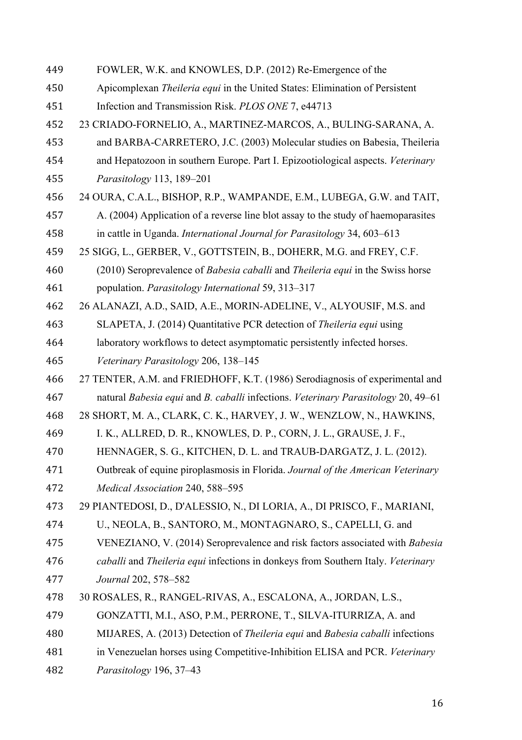FOWLER, W.K. and KNOWLES, D.P. (2012) Re-Emergence of the Apicomplexan *Theileria equi* in the United States: Elimination of Persistent Infection and Transmission Risk. *PLOS ONE* 7, e44713

23 CRIADO-FORNELIO, A., MARTINEZ-MARCOS, A., BULING-SARANA, A. and BARBA-CARRETERO, J.C. (2003) Molecular studies on Babesia, Theileria and Hepatozoon in southern Europe. Part I. Epizootiological aspects. *Veterinary Parasitology* 113, 189–201

24 OURA, C.A.L., BISHOP, R.P., WAMPANDE, E.M., LUBEGA, G.W. and TAIT, A. (2004) Application of a reverse line blot assay to the study of haemoparasites in cattle in Uganda. *International Journal for Parasitology* 34, 603–613

25 SIGG, L., GERBER, V., GOTTSTEIN, B., DOHERR, M.G. and FREY, C.F. (2010) Seroprevalence of *Babesia caballi* and *Theileria equi* in the Swiss horse population. *Parasitology International* 59, 313–317

26 ALANAZI, A.D., SAID, A.E., MORIN-ADELINE, V., ALYOUSIF, M.S. and SLAPETA, J. (2014) Quantitative PCR detection of *Theileria equi* using laboratory workflows to detect asymptomatic persistently infected horses. *Veterinary Parasitology* 206, 138–145

27 TENTER, A.M. and FRIEDHOFF, K.T. (1986) Serodiagnosis of experimental and natural *Babesia equi* and *B. caballi* infections. *Veterinary Parasitology* 20, 49–61

28 SHORT, M. A., CLARK, C. K., HARVEY, J. W., WENZLOW, N., HAWKINS, I. K., ALLRED, D. R., KNOWLES, D. P., CORN, J. L., GRAUSE, J. F., HENNAGER, S. G., KITCHEN, D. L. and TRAUB-DARGATZ, J. L. (2012). Outbreak of equine piroplasmosis in Florida. *Journal of the American Veterinary Medical Association* 240, 588–595

29 PIANTEDOSI, D., D'ALESSIO, N., DI LORIA, A., DI PRISCO, F., MARIANI, U., NEOLA, B., SANTORO, M., MONTAGNARO, S., CAPELLI, G. and VENEZIANO, V. (2014) Seroprevalence and risk factors associated with *Babesia caballi* and *Theileria equi* infections in donkeys from Southern Italy. *Veterinary Journal* 202, 578–582

30 ROSALES, R., RANGEL-RIVAS, A., ESCALONA, A., JORDAN, L.S., GONZATTI, M.I., ASO, P.M., PERRONE, T., SILVA-ITURRIZA, A. and MIJARES, A. (2013) Detection of *Theileria equi* and *Babesia caballi* infections in Venezuelan horses using Competitive-Inhibition ELISA and PCR. *Veterinary Parasitology* 196, 37–43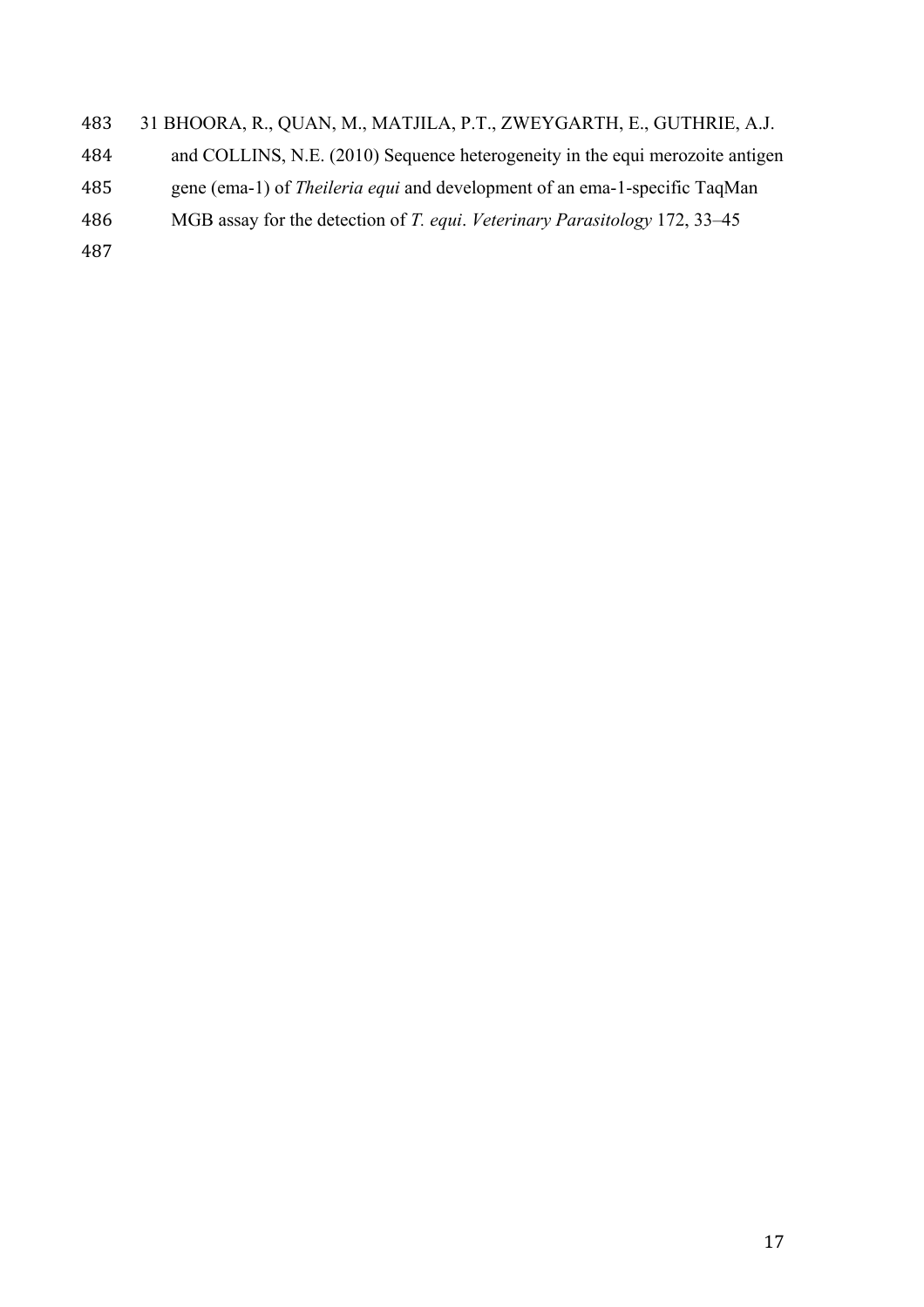31 BHOORA, R., QUAN, M., MATJILA, P.T., ZWEYGARTH, E., GUTHRIE, A.J. and COLLINS, N.E. (2010) Sequence heterogeneity in the equi merozoite antigen gene (ema-1) of *Theileria equi* and development of an ema-1-specific TaqMan MGB assay for the detection of *T. equi*. *Veterinary Parasitology* 172, 33–45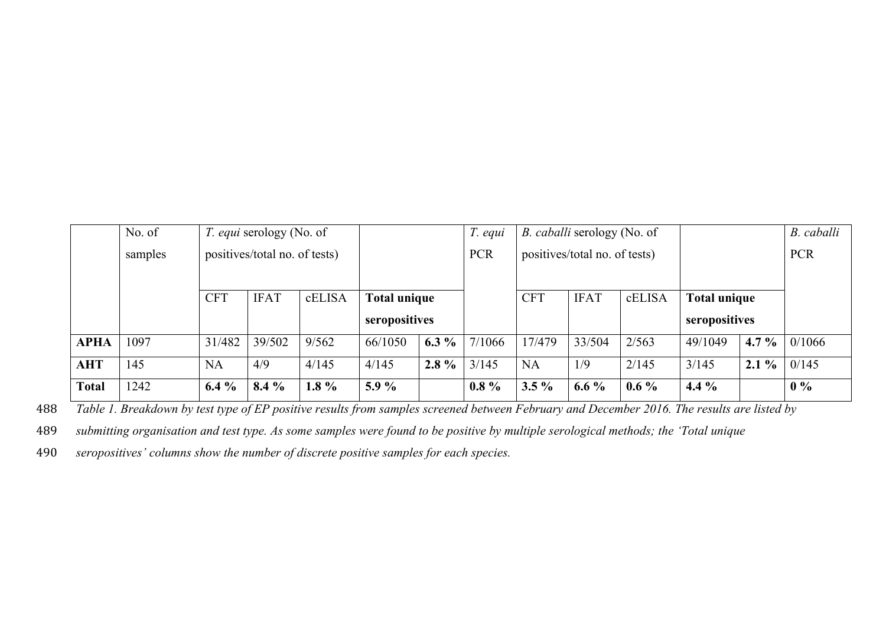| | No. of samples | *T. equi* serology (No. of positives/total no. of tests) | | | | | *T. equi* PCR | *B. caballi* serology (No. of positives/total no. of tests) | | | | | *B. caballi* PCR |
|---|---|---|---|---|---|---|---|---|---|---|---|---|---|
| | | CFT | IFAT | cELISA | **Total unique seropositives** | | | CFT | IFAT | cELISA | **Total unique seropositives** | | |
| **APHA** | 1097 | 31/482 | 39/502 | 9/562 | 66/1050 | **6.3 %** | 7/1066 | 17/479 | 33/504 | 2/563 | 49/1049 | **4.7 %** | 0/1066 |
| **AHT** | 145 | NA | 4/9 | 4/145 | 4/145 | **2.8 %** | 3/145 | NA | 1/9 | 2/145 | 3/145 | **2.1 %** | 0/145 |
| **Total** | 1242 | **6.4 %** | **8.4 %** | **1.8 %** | **5.9 %** | | **0.8 %** | **3.5 %** | **6.6 %** | **0.6 %** | **4.4 %** | | **0 %** |

*Table 1. Breakdown by test type of EP positive results from samples screened between February and December 2016. The results are listed by submitting organisation and test type. As some samples were found to be positive by multiple serological methods; the 'Total unique seropositives' columns show the number of discrete positive samples for each species.*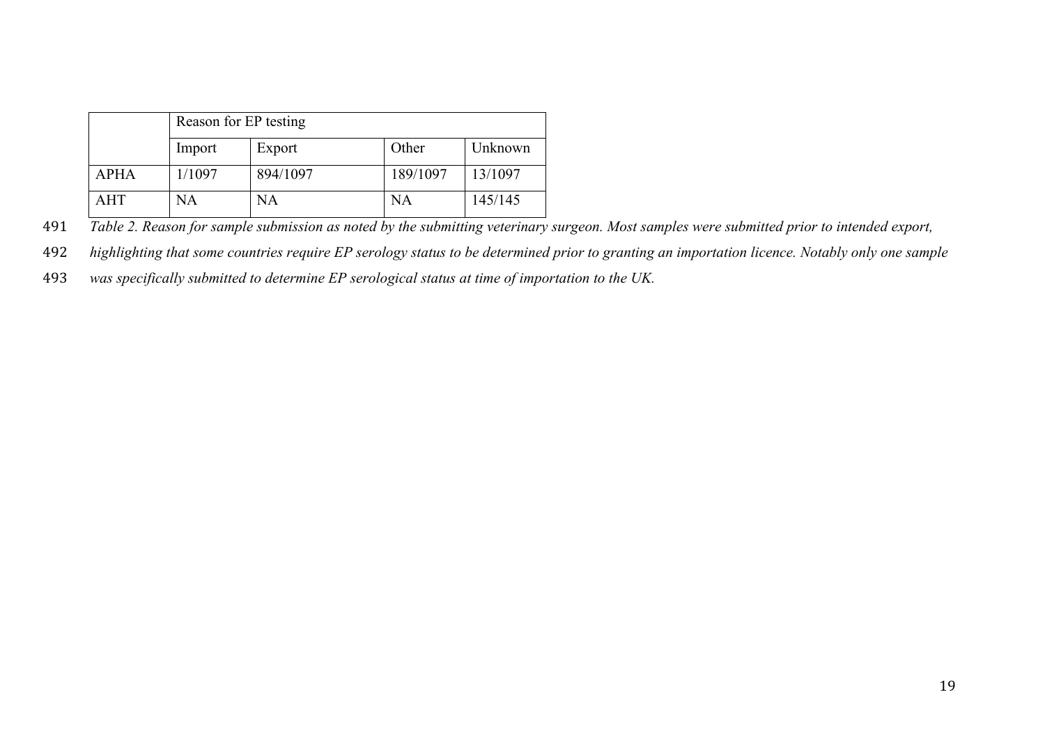| | Reason for EP testing | | | |
|---|---|---|---|---|
| | Import | Export | Other | Unknown |
| APHA | 1/1097 | 894/1097 | 189/1097 | 13/1097 |
| AHT | NA | NA | NA | 145/145 |

*Table 2. Reason for sample submission as noted by the submitting veterinary surgeon. Most samples were submitted prior to intended export, highlighting that some countries require EP serology status to be determined prior to granting an importation licence. Notably only one sample was specifically submitted to determine EP serological status at time of importation to the UK.*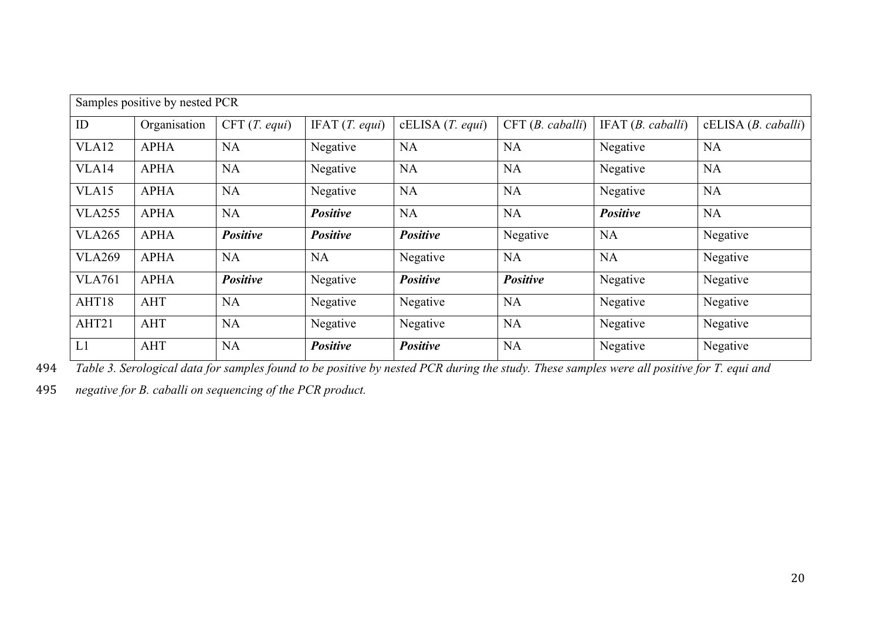| Samples positive by nested PCR | | | | | | | |
|---|---|---|---|---|---|---|---|
| ID | Organisation | CFT (*T. equi*) | IFAT (*T. equi*) | cELISA (*T. equi*) | CFT (*B. caballi*) | IFAT (*B. caballi*) | cELISA (*B. caballi*) |
| VLA12 | APHA | NA | Negative | NA | NA | Negative | NA |
| VLA14 | APHA | NA | Negative | NA | NA | Negative | NA |
| VLA15 | APHA | NA | Negative | NA | NA | Negative | NA |
| VLA255 | APHA | NA | ***Positive*** | NA | NA | ***Positive*** | NA |
| VLA265 | APHA | ***Positive*** | ***Positive*** | ***Positive*** | Negative | NA | Negative |
| VLA269 | APHA | NA | NA | Negative | NA | NA | Negative |
| VLA761 | APHA | ***Positive*** | Negative | ***Positive*** | ***Positive*** | Negative | Negative |
| AHT18 | AHT | NA | Negative | Negative | NA | Negative | Negative |
| AHT21 | AHT | NA | Negative | Negative | NA | Negative | Negative |
| L1 | AHT | NA | ***Positive*** | ***Positive*** | NA | Negative | Negative |

*Table 3. Serological data for samples found to be positive by nested PCR during the study. These samples were all positive for T. equi and negative for B. caballi on sequencing of the PCR product.*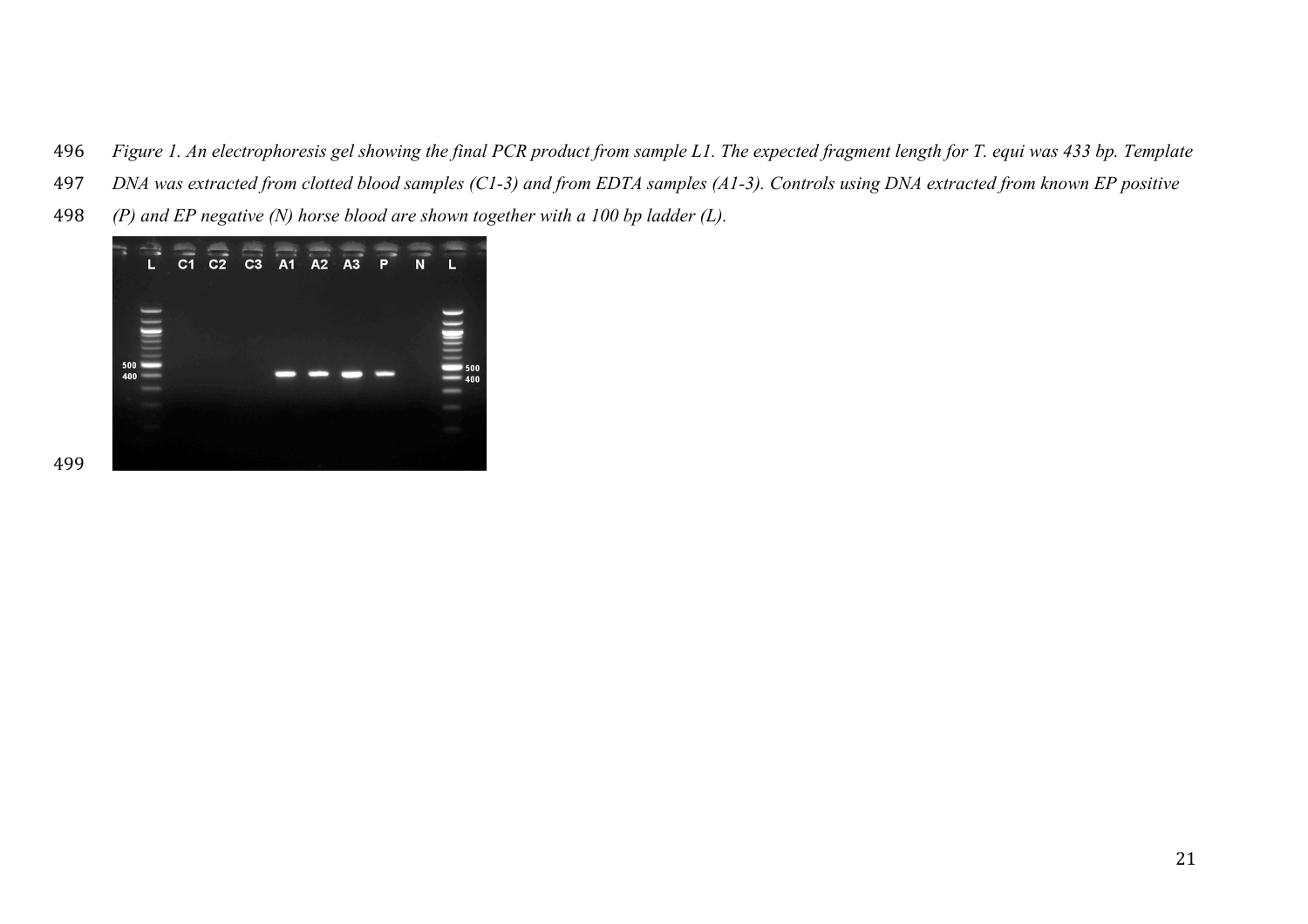*Figure 1. An electrophoresis gel showing the final PCR product from sample L1. The expected fragment length for T. equi was 433 bp. Template DNA was extracted from clotted blood samples (C1-3) and from EDTA samples (A1-3). Controls using DNA extracted from known EP positive (P) and EP negative (N) horse blood are shown together with a 100 bp ladder (L).*

L C1 C2 C3 A1 A2 A3 P N L

500

400

500

400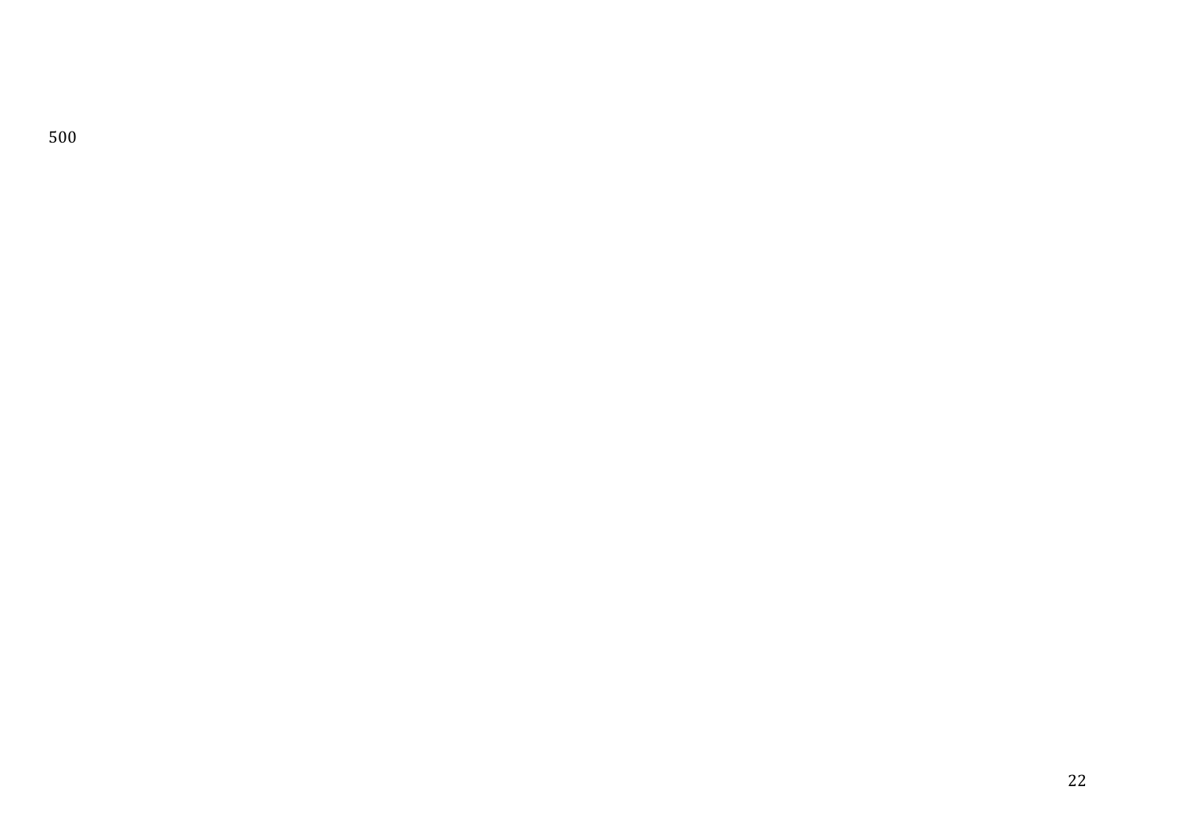500